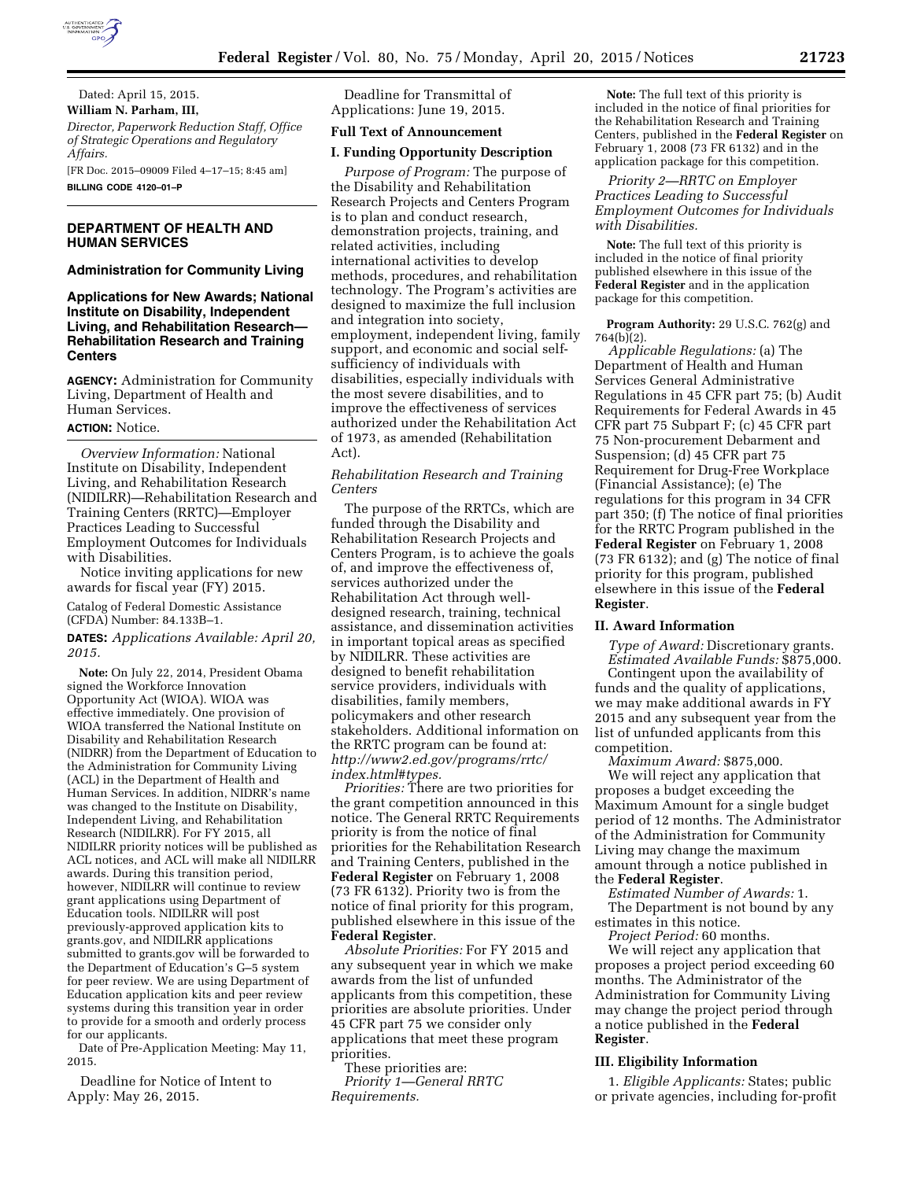Dated: April 15, 2015.

**William N. Parham, III,**

*Director, Paperwork Reduction Staff, Office of Strategic Operations and Regulatory Affairs.*

[FR Doc. 2015–09009 Filed 4–17–15; 8:45 am]

**BILLING CODE 4120–01–P**

## DEPARTMENT OF HEALTH AND HUMAN SERVICES

### Administration for Community Living

### Applications for New Awards; National Institute on Disability, Independent Living, and Rehabilitation Research—Rehabilitation Research and Training Centers

**AGENCY:** Administration for Community Living, Department of Health and Human Services.

**ACTION:** Notice.

*Overview Information:* National Institute on Disability, Independent Living, and Rehabilitation Research (NIDILRR)—Rehabilitation Research and Training Centers (RRTC)—Employer Practices Leading to Successful Employment Outcomes for Individuals with Disabilities.

Notice inviting applications for new awards for fiscal year (FY) 2015.

Catalog of Federal Domestic Assistance (CFDA) Number: 84.133B–1.

**DATES:** *Applications Available: April 20, 2015.*

**Note:** On July 22, 2014, President Obama signed the Workforce Innovation Opportunity Act (WIOA). WIOA was effective immediately. One provision of WIOA transferred the National Institute on Disability and Rehabilitation Research (NIDRR) from the Department of Education to the Administration for Community Living (ACL) in the Department of Health and Human Services. In addition, NIDRR's name was changed to the Institute on Disability, Independent Living, and Rehabilitation Research (NIDILRR). For FY 2015, all NIDILRR priority notices will be published as ACL notices, and ACL will make all NIDILRR awards. During this transition period, however, NIDILRR will continue to review grant applications using Department of Education tools. NIDILRR will post previously-approved application kits to grants.gov, and NIDILRR applications submitted to grants.gov will be forwarded to the Department of Education's G–5 system for peer review. We are using Department of Education application kits and peer review systems during this transition year in order to provide for a smooth and orderly process for our applicants.

Date of Pre-Application Meeting: May 11, 2015.

Deadline for Notice of Intent to Apply: May 26, 2015.

Deadline for Transmittal of Applications: June 19, 2015.

### Full Text of Announcement

### I. Funding Opportunity Description

*Purpose of Program:* The purpose of the Disability and Rehabilitation Research Projects and Centers Program is to plan and conduct research, demonstration projects, training, and related activities, including international activities to develop methods, procedures, and rehabilitation technology. The Program's activities are designed to maximize the full inclusion and integration into society, employment, independent living, family support, and economic and social self-sufficiency of individuals with disabilities, especially individuals with the most severe disabilities, and to improve the effectiveness of services authorized under the Rehabilitation Act of 1973, as amended (Rehabilitation Act).

*Rehabilitation Research and Training Centers*

The purpose of the RRTCs, which are funded through the Disability and Rehabilitation Research Projects and Centers Program, is to achieve the goals of, and improve the effectiveness of, services authorized under the Rehabilitation Act through well-designed research, training, technical assistance, and dissemination activities in important topical areas as specified by NIDILRR. These activities are designed to benefit rehabilitation service providers, individuals with disabilities, family members, policymakers and other research stakeholders. Additional information on the RRTC program can be found at: *http://www2.ed.gov/programs/rrtc/index.html#types.*

*Priorities:* There are two priorities for the grant competition announced in this notice. The General RRTC Requirements priority is from the notice of final priorities for the Rehabilitation Research and Training Centers, published in the **Federal Register** on February 1, 2008 (73 FR 6132). Priority two is from the notice of final priority for this program, published elsewhere in this issue of the **Federal Register**.

*Absolute Priorities:* For FY 2015 and any subsequent year in which we make awards from the list of unfunded applicants from this competition, these priorities are absolute priorities. Under 45 CFR part 75 we consider only applications that meet these program priorities.

These priorities are:

*Priority 1—General RRTC Requirements.*

**Note:** The full text of this priority is included in the notice of final priorities for the Rehabilitation Research and Training Centers, published in the **Federal Register** on February 1, 2008 (73 FR 6132) and in the application package for this competition.

*Priority 2—RRTC on Employer Practices Leading to Successful Employment Outcomes for Individuals with Disabilities.*

**Note:** The full text of this priority is included in the notice of final priority published elsewhere in this issue of the **Federal Register** and in the application package for this competition.

**Program Authority:** 29 U.S.C. 762(g) and 764(b)(2).

*Applicable Regulations:* (a) The Department of Health and Human Services General Administrative Regulations in 45 CFR part 75; (b) Audit Requirements for Federal Awards in 45 CFR part 75 Subpart F; (c) 45 CFR part 75 Non-procurement Debarment and Suspension; (d) 45 CFR part 75 Requirement for Drug-Free Workplace (Financial Assistance); (e) The regulations for this program in 34 CFR part 350; (f) The notice of final priorities for the RRTC Program published in the **Federal Register** on February 1, 2008 (73 FR 6132); and (g) The notice of final priority for this program, published elsewhere in this issue of the **Federal Register**.

### II. Award Information

*Type of Award:* Discretionary grants.

*Estimated Available Funds:* $875,000.

Contingent upon the availability of funds and the quality of applications, we may make additional awards in FY 2015 and any subsequent year from the list of unfunded applicants from this competition.

*Maximum Award:* $875,000.

We will reject any application that proposes a budget exceeding the Maximum Amount for a single budget period of 12 months. The Administrator of the Administration for Community Living may change the maximum amount through a notice published in the **Federal Register**.

*Estimated Number of Awards:* 1.

The Department is not bound by any estimates in this notice.

*Project Period:* 60 months.

We will reject any application that proposes a project period exceeding 60 months. The Administrator of the Administration for Community Living may change the project period through a notice published in the **Federal Register**.

### III. Eligibility Information

1. *Eligible Applicants:* States; public or private agencies, including for-profit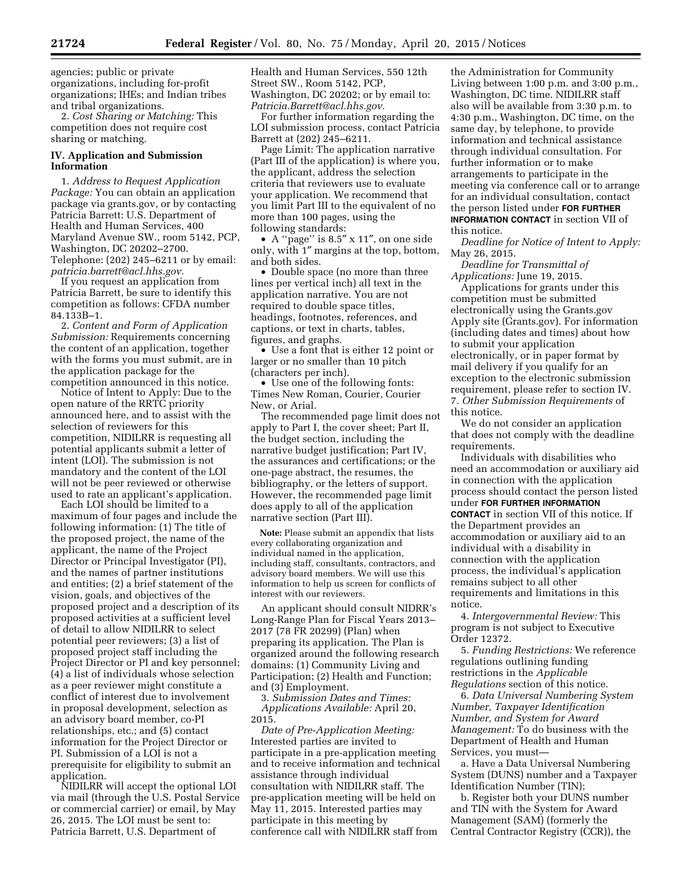agencies; public or private organizations, including for-profit organizations; IHEs; and Indian tribes and tribal organizations.

2. *Cost Sharing or Matching:* This competition does not require cost sharing or matching.

## IV. Application and Submission Information

1. *Address to Request Application Package:* You can obtain an application package via grants.gov, or by contacting Patricia Barrett: U.S. Department of Health and Human Services, 400 Maryland Avenue SW., room 5142, PCP, Washington, DC 20202–2700. Telephone: (202) 245–6211 or by email: *patricia.barrett@acl.hhs.gov.*

If you request an application from Patricia Barrett, be sure to identify this competition as follows: CFDA number 84.133B–1.

2. *Content and Form of Application Submission:* Requirements concerning the content of an application, together with the forms you must submit, are in the application package for the competition announced in this notice.

Notice of Intent to Apply: Due to the open nature of the RRTC priority announced here, and to assist with the selection of reviewers for this competition, NIDILRR is requesting all potential applicants submit a letter of intent (LOI). The submission is not mandatory and the content of the LOI will not be peer reviewed or otherwise used to rate an applicant's application.

Each LOI should be limited to a maximum of four pages and include the following information: (1) The title of the proposed project, the name of the applicant, the name of the Project Director or Principal Investigator (PI), and the names of partner institutions and entities; (2) a brief statement of the vision, goals, and objectives of the proposed project and a description of its proposed activities at a sufficient level of detail to allow NIDILRR to select potential peer reviewers; (3) a list of proposed project staff including the Project Director or PI and key personnel; (4) a list of individuals whose selection as a peer reviewer might constitute a conflict of interest due to involvement in proposal development, selection as an advisory board member, co-PI relationships, etc.; and (5) contact information for the Project Director or PI. Submission of a LOI is not a prerequisite for eligibility to submit an application.

NIDILRR will accept the optional LOI via mail (through the U.S. Postal Service or commercial carrier) or email, by May 26, 2015. The LOI must be sent to: Patricia Barrett, U.S. Department of Health and Human Services, 550 12th Street SW., Room 5142, PCP, Washington, DC 20202; or by email to: *Patricia.Barrett@acl.hhs.gov.*

For further information regarding the LOI submission process, contact Patricia Barrett at (202) 245–6211.

Page Limit: The application narrative (Part III of the application) is where you, the applicant, address the selection criteria that reviewers use to evaluate your application. We recommend that you limit Part III to the equivalent of no more than 100 pages, using the following standards:

- A ''page'' is 8.5″ x 11″, on one side only, with 1″ margins at the top, bottom, and both sides.
- Double space (no more than three lines per vertical inch) all text in the application narrative. You are not required to double space titles, headings, footnotes, references, and captions, or text in charts, tables, figures, and graphs.
- Use a font that is either 12 point or larger or no smaller than 10 pitch (characters per inch).
- Use one of the following fonts: Times New Roman, Courier, Courier New, or Arial.

The recommended page limit does not apply to Part I, the cover sheet; Part II, the budget section, including the narrative budget justification; Part IV, the assurances and certifications; or the one-page abstract, the resumes, the bibliography, or the letters of support. However, the recommended page limit does apply to all of the application narrative section (Part III).

**Note:** Please submit an appendix that lists every collaborating organization and individual named in the application, including staff, consultants, contractors, and advisory board members. We will use this information to help us screen for conflicts of interest with our reviewers.

An applicant should consult NIDRR's Long-Range Plan for Fiscal Years 2013–2017 (78 FR 20299) (Plan) when preparing its application. The Plan is organized around the following research domains: (1) Community Living and Participation; (2) Health and Function; and (3) Employment.

3. *Submission Dates and Times: Applications Available:* April 20, 2015.

*Date of Pre-Application Meeting:* Interested parties are invited to participate in a pre-application meeting and to receive information and technical assistance through individual consultation with NIDILRR staff. The pre-application meeting will be held on May 11, 2015. Interested parties may participate in this meeting by conference call with NIDILRR staff from the Administration for Community Living between 1:00 p.m. and 3:00 p.m., Washington, DC time. NIDILRR staff also will be available from 3:30 p.m. to 4:30 p.m., Washington, DC time, on the same day, by telephone, to provide information and technical assistance through individual consultation. For further information or to make arrangements to participate in the meeting via conference call or to arrange for an individual consultation, contact the person listed under **FOR FURTHER INFORMATION CONTACT** in section VII of this notice.

*Deadline for Notice of Intent to Apply:* May 26, 2015.

*Deadline for Transmittal of Applications:* June 19, 2015.

Applications for grants under this competition must be submitted electronically using the Grants.gov Apply site (Grants.gov). For information (including dates and times) about how to submit your application electronically, or in paper format by mail delivery if you qualify for an exception to the electronic submission requirement, please refer to section IV. 7. *Other Submission Requirements* of this notice.

We do not consider an application that does not comply with the deadline requirements.

Individuals with disabilities who need an accommodation or auxiliary aid in connection with the application process should contact the person listed under **FOR FURTHER INFORMATION CONTACT** in section VII of this notice. If the Department provides an accommodation or auxiliary aid to an individual with a disability in connection with the application process, the individual's application remains subject to all other requirements and limitations in this notice.

4. *Intergovernmental Review:* This program is not subject to Executive Order 12372.

5. *Funding Restrictions:* We reference regulations outlining funding restrictions in the *Applicable Regulations* section of this notice.

6. *Data Universal Numbering System Number, Taxpayer Identification Number, and System for Award Management:* To do business with the Department of Health and Human Services, you must—

a. Have a Data Universal Numbering System (DUNS) number and a Taxpayer Identification Number (TIN);

b. Register both your DUNS number and TIN with the System for Award Management (SAM) (formerly the Central Contractor Registry (CCR)), the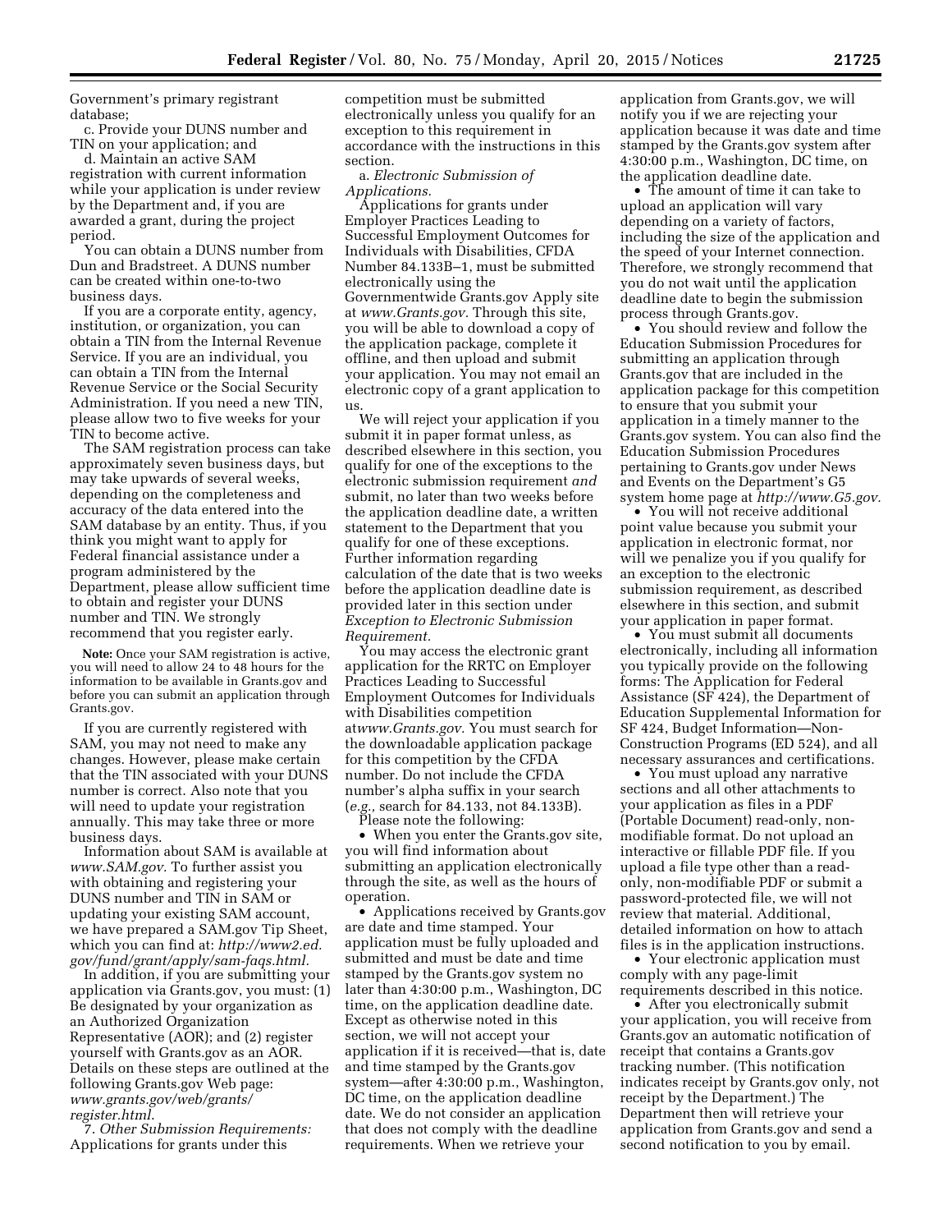Government's primary registrant database;

c. Provide your DUNS number and TIN on your application; and

d. Maintain an active SAM registration with current information while your application is under review by the Department and, if you are awarded a grant, during the project period.

You can obtain a DUNS number from Dun and Bradstreet. A DUNS number can be created within one-to-two business days.

If you are a corporate entity, agency, institution, or organization, you can obtain a TIN from the Internal Revenue Service. If you are an individual, you can obtain a TIN from the Internal Revenue Service or the Social Security Administration. If you need a new TIN, please allow two to five weeks for your TIN to become active.

The SAM registration process can take approximately seven business days, but may take upwards of several weeks, depending on the completeness and accuracy of the data entered into the SAM database by an entity. Thus, if you think you might want to apply for Federal financial assistance under a program administered by the Department, please allow sufficient time to obtain and register your DUNS number and TIN. We strongly recommend that you register early.

**Note:** Once your SAM registration is active, you will need to allow 24 to 48 hours for the information to be available in Grants.gov and before you can submit an application through Grants.gov.

If you are currently registered with SAM, you may not need to make any changes. However, please make certain that the TIN associated with your DUNS number is correct. Also note that you will need to update your registration annually. This may take three or more business days.

Information about SAM is available at *www.SAM.gov.* To further assist you with obtaining and registering your DUNS number and TIN in SAM or updating your existing SAM account, we have prepared a SAM.gov Tip Sheet, which you can find at: *http://www2.ed.gov/fund/grant/apply/sam-faqs.html.*

In addition, if you are submitting your application via Grants.gov, you must: (1) Be designated by your organization as an Authorized Organization Representative (AOR); and (2) register yourself with Grants.gov as an AOR. Details on these steps are outlined at the following Grants.gov Web page: *www.grants.gov/web/grants/register.html.*

7. *Other Submission Requirements:* Applications for grants under this competition must be submitted electronically unless you qualify for an exception to this requirement in accordance with the instructions in this section.

a. *Electronic Submission of Applications.*

Applications for grants under Employer Practices Leading to Successful Employment Outcomes for Individuals with Disabilities, CFDA Number 84.133B–1, must be submitted electronically using the Governmentwide Grants.gov Apply site at *www.Grants.gov.* Through this site, you will be able to download a copy of the application package, complete it offline, and then upload and submit your application. You may not email an electronic copy of a grant application to us.

We will reject your application if you submit it in paper format unless, as described elsewhere in this section, you qualify for one of the exceptions to the electronic submission requirement *and* submit, no later than two weeks before the application deadline date, a written statement to the Department that you qualify for one of these exceptions. Further information regarding calculation of the date that is two weeks before the application deadline date is provided later in this section under *Exception to Electronic Submission Requirement.*

You may access the electronic grant application for the RRTC on Employer Practices Leading to Successful Employment Outcomes for Individuals with Disabilities competition at*www.Grants.gov.* You must search for the downloadable application package for this competition by the CFDA number. Do not include the CFDA number's alpha suffix in your search (*e.g.,* search for 84.133, not 84.133B).

Please note the following:

- When you enter the Grants.gov site, you will find information about submitting an application electronically through the site, as well as the hours of operation.
- Applications received by Grants.gov are date and time stamped. Your application must be fully uploaded and submitted and must be date and time stamped by the Grants.gov system no later than 4:30:00 p.m., Washington, DC time, on the application deadline date. Except as otherwise noted in this section, we will not accept your application if it is received—that is, date and time stamped by the Grants.gov system—after 4:30:00 p.m., Washington, DC time, on the application deadline date. We do not consider an application that does not comply with the deadline requirements. When we retrieve your application from Grants.gov, we will notify you if we are rejecting your application because it was date and time stamped by the Grants.gov system after 4:30:00 p.m., Washington, DC time, on the application deadline date.
- The amount of time it can take to upload an application will vary depending on a variety of factors, including the size of the application and the speed of your Internet connection. Therefore, we strongly recommend that you do not wait until the application deadline date to begin the submission process through Grants.gov.
- You should review and follow the Education Submission Procedures for submitting an application through Grants.gov that are included in the application package for this competition to ensure that you submit your application in a timely manner to the Grants.gov system. You can also find the Education Submission Procedures pertaining to Grants.gov under News and Events on the Department's G5 system home page at *http://www.G5.gov.*
- You will not receive additional point value because you submit your application in electronic format, nor will we penalize you if you qualify for an exception to the electronic submission requirement, as described elsewhere in this section, and submit your application in paper format.
- You must submit all documents electronically, including all information you typically provide on the following forms: The Application for Federal Assistance (SF 424), the Department of Education Supplemental Information for SF 424, Budget Information—Non-Construction Programs (ED 524), and all necessary assurances and certifications.
- You must upload any narrative sections and all other attachments to your application as files in a PDF (Portable Document) read-only, non-modifiable format. Do not upload an interactive or fillable PDF file. If you upload a file type other than a read-only, non-modifiable PDF or submit a password-protected file, we will not review that material. Additional, detailed information on how to attach files is in the application instructions.
- Your electronic application must comply with any page-limit requirements described in this notice.
- After you electronically submit your application, you will receive from Grants.gov an automatic notification of receipt that contains a Grants.gov tracking number. (This notification indicates receipt by Grants.gov only, not receipt by the Department.) The Department then will retrieve your application from Grants.gov and send a second notification to you by email.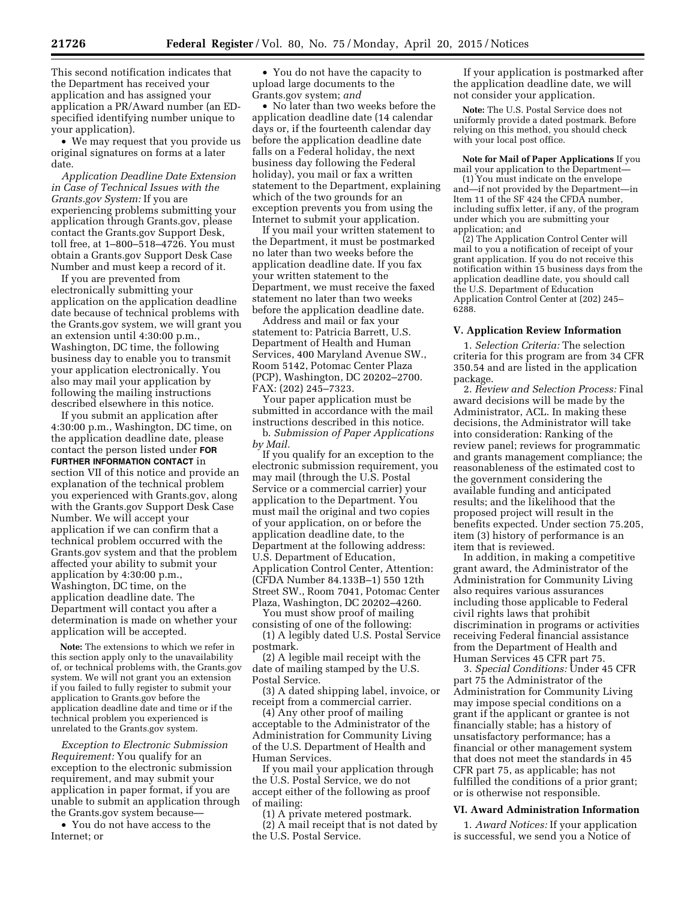This second notification indicates that the Department has received your application and has assigned your application a PR/Award number (an ED-specified identifying number unique to your application).

- We may request that you provide us original signatures on forms at a later date.

*Application Deadline Date Extension in Case of Technical Issues with the Grants.gov System:* If you are experiencing problems submitting your application through Grants.gov, please contact the Grants.gov Support Desk, toll free, at 1–800–518–4726. You must obtain a Grants.gov Support Desk Case Number and must keep a record of it.

If you are prevented from electronically submitting your application on the application deadline date because of technical problems with the Grants.gov system, we will grant you an extension until 4:30:00 p.m., Washington, DC time, the following business day to enable you to transmit your application electronically. You also may mail your application by following the mailing instructions described elsewhere in this notice.

If you submit an application after 4:30:00 p.m., Washington, DC time, on the application deadline date, please contact the person listed under **FOR FURTHER INFORMATION CONTACT** in section VII of this notice and provide an explanation of the technical problem you experienced with Grants.gov, along with the Grants.gov Support Desk Case Number. We will accept your application if we can confirm that a technical problem occurred with the Grants.gov system and that the problem affected your ability to submit your application by 4:30:00 p.m., Washington, DC time, on the application deadline date. The Department will contact you after a determination is made on whether your application will be accepted.

**Note:** The extensions to which we refer in this section apply only to the unavailability of, or technical problems with, the Grants.gov system. We will not grant you an extension if you failed to fully register to submit your application to Grants.gov before the application deadline date and time or if the technical problem you experienced is unrelated to the Grants.gov system.

*Exception to Electronic Submission Requirement:* You qualify for an exception to the electronic submission requirement, and may submit your application in paper format, if you are unable to submit an application through the Grants.gov system because—

- You do not have access to the Internet; or
- You do not have the capacity to upload large documents to the Grants.gov system; *and*
- No later than two weeks before the application deadline date (14 calendar days or, if the fourteenth calendar day before the application deadline date falls on a Federal holiday, the next business day following the Federal holiday), you mail or fax a written statement to the Department, explaining which of the two grounds for an exception prevents you from using the Internet to submit your application.

If you mail your written statement to the Department, it must be postmarked no later than two weeks before the application deadline date. If you fax your written statement to the Department, we must receive the faxed statement no later than two weeks before the application deadline date.

Address and mail or fax your statement to: Patricia Barrett, U.S. Department of Health and Human Services, 400 Maryland Avenue SW., Room 5142, Potomac Center Plaza (PCP), Washington, DC 20202–2700. FAX: (202) 245–7323.

Your paper application must be submitted in accordance with the mail instructions described in this notice.

b. *Submission of Paper Applications by Mail.*

If you qualify for an exception to the electronic submission requirement, you may mail (through the U.S. Postal Service or a commercial carrier) your application to the Department. You must mail the original and two copies of your application, on or before the application deadline date, to the Department at the following address: U.S. Department of Education, Application Control Center, Attention: (CFDA Number 84.133B–1) 550 12th Street SW., Room 7041, Potomac Center Plaza, Washington, DC 20202–4260.

You must show proof of mailing consisting of one of the following:

(1) A legibly dated U.S. Postal Service postmark.

(2) A legible mail receipt with the date of mailing stamped by the U.S. Postal Service.

(3) A dated shipping label, invoice, or receipt from a commercial carrier.

(4) Any other proof of mailing acceptable to the Administrator of the Administration for Community Living of the U.S. Department of Health and Human Services.

If you mail your application through the U.S. Postal Service, we do not accept either of the following as proof of mailing:

(1) A private metered postmark.

(2) A mail receipt that is not dated by the U.S. Postal Service.

If your application is postmarked after the application deadline date, we will not consider your application.

**Note:** The U.S. Postal Service does not uniformly provide a dated postmark. Before relying on this method, you should check with your local post office.

**Note for Mail of Paper Applications** If you mail your application to the Department—

(1) You must indicate on the envelope and—if not provided by the Department—in Item 11 of the SF 424 the CFDA number, including suffix letter, if any, of the program under which you are submitting your application; and

(2) The Application Control Center will mail to you a notification of receipt of your grant application. If you do not receive this notification within 15 business days from the application deadline date, you should call the U.S. Department of Education Application Control Center at (202) 245–6288.

## V. Application Review Information

1. *Selection Criteria:* The selection criteria for this program are from 34 CFR 350.54 and are listed in the application package.

2. *Review and Selection Process:* Final award decisions will be made by the Administrator, ACL. In making these decisions, the Administrator will take into consideration: Ranking of the review panel; reviews for programmatic and grants management compliance; the reasonableness of the estimated cost to the government considering the available funding and anticipated results; and the likelihood that the proposed project will result in the benefits expected. Under section 75.205, item (3) history of performance is an item that is reviewed.

In addition, in making a competitive grant award, the Administrator of the Administration for Community Living also requires various assurances including those applicable to Federal civil rights laws that prohibit discrimination in programs or activities receiving Federal financial assistance from the Department of Health and Human Services 45 CFR part 75.

3. *Special Conditions:* Under 45 CFR part 75 the Administrator of the Administration for Community Living may impose special conditions on a grant if the applicant or grantee is not financially stable; has a history of unsatisfactory performance; has a financial or other management system that does not meet the standards in 45 CFR part 75, as applicable; has not fulfilled the conditions of a prior grant; or is otherwise not responsible.

## VI. Award Administration Information

1. *Award Notices:* If your application is successful, we send you a Notice of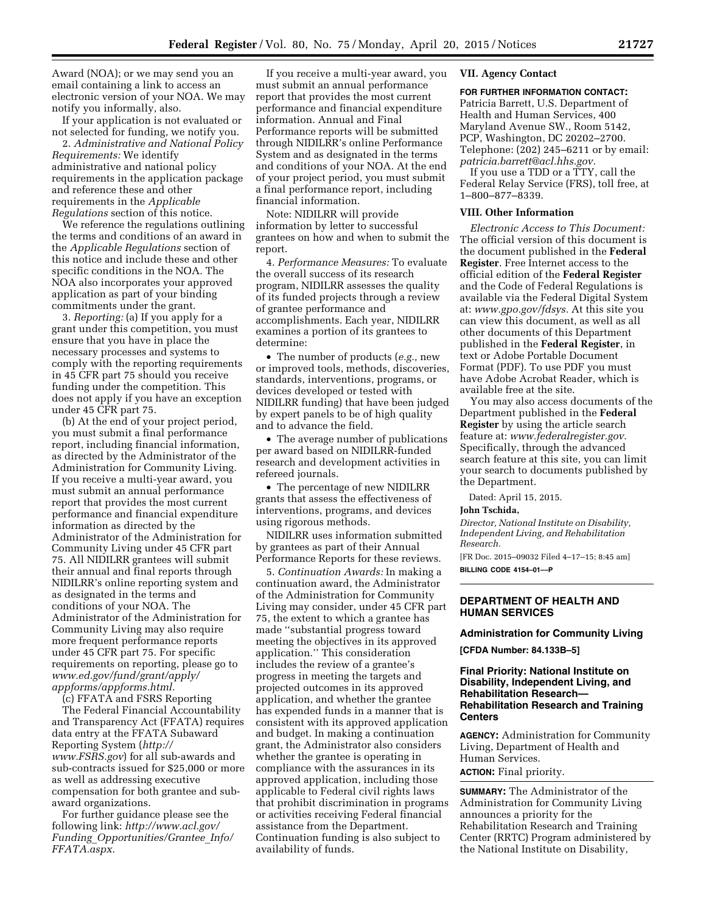Award (NOA); or we may send you an email containing a link to access an electronic version of your NOA. We may notify you informally, also.

If your application is not evaluated or not selected for funding, we notify you.

2. *Administrative and National Policy Requirements:* We identify administrative and national policy requirements in the application package and reference these and other requirements in the *Applicable Regulations* section of this notice.

We reference the regulations outlining the terms and conditions of an award in the *Applicable Regulations* section of this notice and include these and other specific conditions in the NOA. The NOA also incorporates your approved application as part of your binding commitments under the grant.

3. *Reporting:* (a) If you apply for a grant under this competition, you must ensure that you have in place the necessary processes and systems to comply with the reporting requirements in 45 CFR part 75 should you receive funding under the competition. This does not apply if you have an exception under 45 CFR part 75.

(b) At the end of your project period, you must submit a final performance report, including financial information, as directed by the Administrator of the Administration for Community Living. If you receive a multi-year award, you must submit an annual performance report that provides the most current performance and financial expenditure information as directed by the Administrator of the Administration for Community Living under 45 CFR part 75. All NIDILRR grantees will submit their annual and final reports through NIDILRR's online reporting system and as designated in the terms and conditions of your NOA. The Administrator of the Administration for Community Living may also require more frequent performance reports under 45 CFR part 75. For specific requirements on reporting, please go to *www.ed.gov/fund/grant/apply/appforms/appforms.html.*

(c) FFATA and FSRS Reporting

The Federal Financial Accountability and Transparency Act (FFATA) requires data entry at the FFATA Subaward Reporting System (*http://www.FSRS.gov*) for all sub-awards and sub-contracts issued for $25,000 or more as well as addressing executive compensation for both grantee and sub-award organizations.

For further guidance please see the following link: *http://www.acl.gov/Funding_Opportunities/Grantee_Info/FFATA.aspx.*

If you receive a multi-year award, you must submit an annual performance report that provides the most current performance and financial expenditure information. Annual and Final Performance reports will be submitted through NIDILRR's online Performance System and as designated in the terms and conditions of your NOA. At the end of your project period, you must submit a final performance report, including financial information.

Note: NIDILRR will provide information by letter to successful grantees on how and when to submit the report.

4. *Performance Measures:* To evaluate the overall success of its research program, NIDILRR assesses the quality of its funded projects through a review of grantee performance and accomplishments. Each year, NIDILRR examines a portion of its grantees to determine:

- The number of products (*e.g.,* new or improved tools, methods, discoveries, standards, interventions, programs, or devices developed or tested with NIDILRR funding) that have been judged by expert panels to be of high quality and to advance the field.
- The average number of publications per award based on NIDILRR-funded research and development activities in refereed journals.
- The percentage of new NIDILRR grants that assess the effectiveness of interventions, programs, and devices using rigorous methods.

NIDILRR uses information submitted by grantees as part of their Annual Performance Reports for these reviews.

5. *Continuation Awards:* In making a continuation award, the Administrator of the Administration for Community Living may consider, under 45 CFR part 75, the extent to which a grantee has made ''substantial progress toward meeting the objectives in its approved application.'' This consideration includes the review of a grantee's progress in meeting the targets and projected outcomes in its approved application, and whether the grantee has expended funds in a manner that is consistent with its approved application and budget. In making a continuation grant, the Administrator also considers whether the grantee is operating in compliance with the assurances in its approved application, including those applicable to Federal civil rights laws that prohibit discrimination in programs or activities receiving Federal financial assistance from the Department. Continuation funding is also subject to availability of funds.

## VII. Agency Contact

**FOR FURTHER INFORMATION CONTACT:** Patricia Barrett, U.S. Department of Health and Human Services, 400 Maryland Avenue SW., Room 5142, PCP, Washington, DC 20202–2700. Telephone: (202) 245–6211 or by email: *patricia.barrett@acl.hhs.gov.*

If you use a TDD or a TTY, call the Federal Relay Service (FRS), toll free, at 1–800–877–8339.

## VIII. Other Information

*Electronic Access to This Document:* The official version of this document is the document published in the **Federal Register**. Free Internet access to the official edition of the **Federal Register** and the Code of Federal Regulations is available via the Federal Digital System at: *www.gpo.gov/fdsys.* At this site you can view this document, as well as all other documents of this Department published in the **Federal Register**, in text or Adobe Portable Document Format (PDF). To use PDF you must have Adobe Acrobat Reader, which is available free at the site.

You may also access documents of the Department published in the **Federal Register** by using the article search feature at: *www.federalregister.gov.* Specifically, through the advanced search feature at this site, you can limit your search to documents published by the Department.

Dated: April 15, 2015.

**John Tschida,**

*Director, National Institute on Disability, Independent Living, and Rehabilitation Research.*

[FR Doc. 2015–09032 Filed 4–17–15; 8:45 am]

**BILLING CODE 4154–01–P**

## DEPARTMENT OF HEALTH AND HUMAN SERVICES

### Administration for Community Living

**[CFDA Number: 84.133B–5]**

### Final Priority: National Institute on Disability, Independent Living, and Rehabilitation Research—Rehabilitation Research and Training Centers

**AGENCY:** Administration for Community Living, Department of Health and Human Services.

**ACTION:** Final priority.

**SUMMARY:** The Administrator of the Administration for Community Living announces a priority for the Rehabilitation Research and Training Center (RRTC) Program administered by the National Institute on Disability,